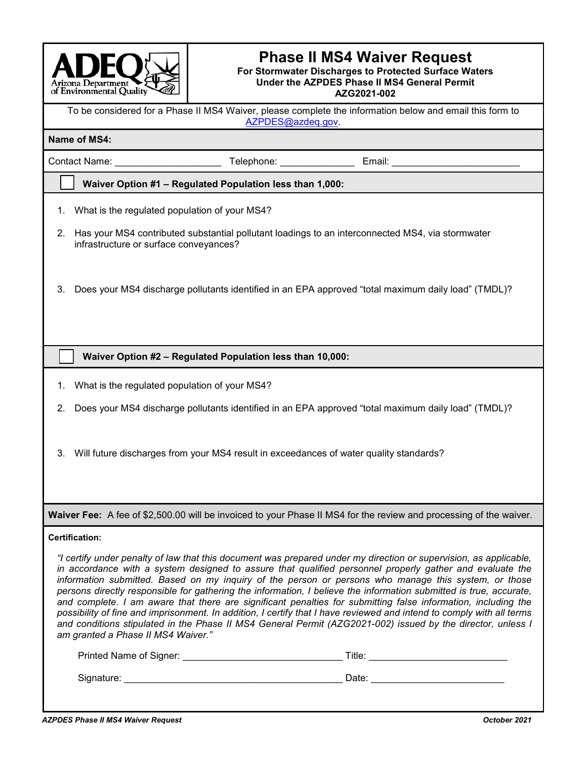# Phase II MS4 Waiver Request

**For Stormwater Discharges to Protected Surface Waters**
**Under the AZPDES Phase II MS4 General Permit**
**AZG2021-002**

To be considered for a Phase II MS4 Waiver, please complete the information below and email this form to AZPDES@azdeq.gov.

**Name of MS4:**

Contact Name: ____________________ Telephone: ______________ Email: ________________________

## ☐ Waiver Option #1 – Regulated Population less than 1,000:

1. What is the regulated population of your MS4?
2. Has your MS4 contributed substantial pollutant loadings to an interconnected MS4, via stormwater infrastructure or surface conveyances?
3. Does your MS4 discharge pollutants identified in an EPA approved "total maximum daily load" (TMDL)?

## ☐ Waiver Option #2 – Regulated Population less than 10,000:

1. What is the regulated population of your MS4?
2. Does your MS4 discharge pollutants identified in an EPA approved "total maximum daily load" (TMDL)?
3. Will future discharges from your MS4 result in exceedances of water quality standards?

**Waiver Fee:** A fee of $2,500.00 will be invoiced to your Phase II MS4 for the review and processing of the waiver.

**Certification:**

*"I certify under penalty of law that this document was prepared under my direction or supervision, as applicable, in accordance with a system designed to assure that qualified personnel properly gather and evaluate the information submitted. Based on my inquiry of the person or persons who manage this system, or those persons directly responsible for gathering the information, I believe the information submitted is true, accurate, and complete. I am aware that there are significant penalties for submitting false information, including the possibility of fine and imprisonment. In addition, I certify that I have reviewed and intend to comply with all terms and conditions stipulated in the Phase II MS4 General Permit (AZG2021-002) issued by the director, unless I am granted a Phase II MS4 Waiver."*

Printed Name of Signer: ______________________________ Title: __________________________

Signature: __________________________________________ Date: _________________________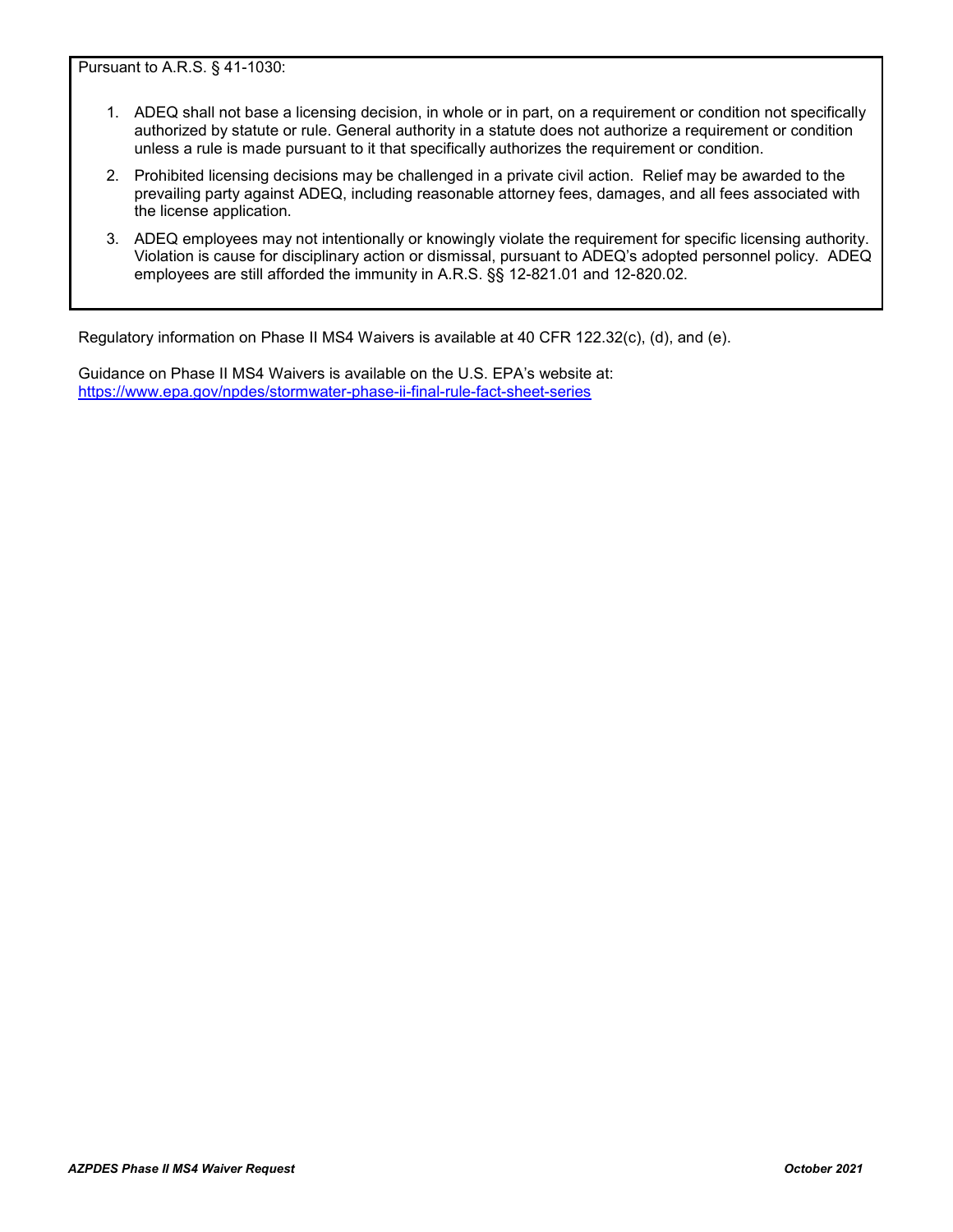Pursuant to A.R.S. § 41-1030:

1. ADEQ shall not base a licensing decision, in whole or in part, on a requirement or condition not specifically authorized by statute or rule. General authority in a statute does not authorize a requirement or condition unless a rule is made pursuant to it that specifically authorizes the requirement or condition.
2. Prohibited licensing decisions may be challenged in a private civil action. Relief may be awarded to the prevailing party against ADEQ, including reasonable attorney fees, damages, and all fees associated with the license application.
3. ADEQ employees may not intentionally or knowingly violate the requirement for specific licensing authority. Violation is cause for disciplinary action or dismissal, pursuant to ADEQ's adopted personnel policy. ADEQ employees are still afforded the immunity in A.R.S. §§ 12-821.01 and 12-820.02.

Regulatory information on Phase II MS4 Waivers is available at 40 CFR 122.32(c), (d), and (e).

Guidance on Phase II MS4 Waivers is available on the U.S. EPA's website at:
https://www.epa.gov/npdes/stormwater-phase-ii-final-rule-fact-sheet-series